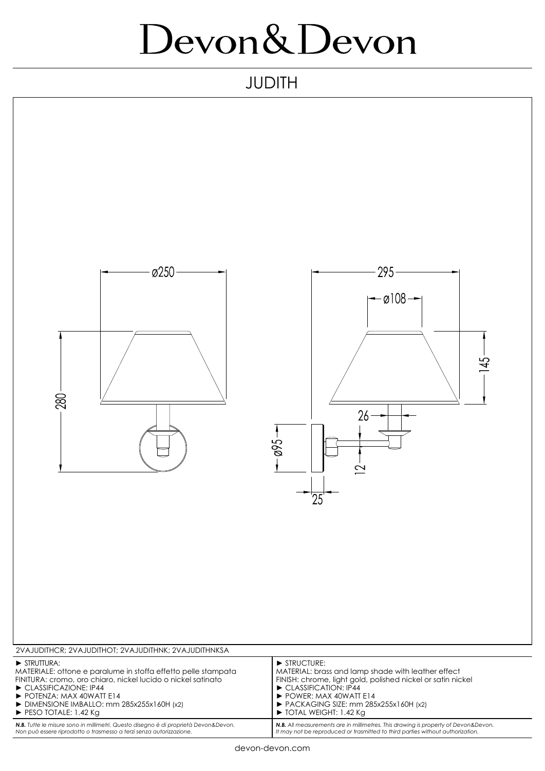# Devon&Devon

## JUDITH

ø250

280

295

ø108

145

26

ø95

12

25

2VAJUDITHCR; 2VAJUDITHOT; 2VAJUDITHNK; 2VAJUDITHNKSA

► STRUTTURA:
MATERIALE: ottone e paralume in stoffa effetto pelle stampata
FINITURA: cromo, oro chiaro, nickel lucido o nickel satinato
► CLASSIFICAZIONE: IP44
► POTENZA: MAX 40WATT E14
► DIMENSIONE IMBALLO: mm 285x255x160H (x2)
► PESO TOTALE: 1.42 Kg

***N.B.*** *Tutte le misure sono in millimetri. Questo disegno è di proprietà Devon&Devon. Non può essere riprodotto o trasmesso a terzi senza autorizzazione.*

► STRUCTURE:
MATERIAL: brass and lamp shade with leather effect
FINISH: chrome, light gold, polished nickel or satin nickel
► CLASSIFICATION: IP44
► POWER: MAX 40WATT E14
► PACKAGING SIZE: mm 285x255x160H (x2)
► TOTAL WEIGHT: 1.42 Kg

***N.B.*** *All measurements are in millimetres. This drawing is property of Devon&Devon. It may not be reproduced or trasmitted to third parties without authorization.*

devon-devon.com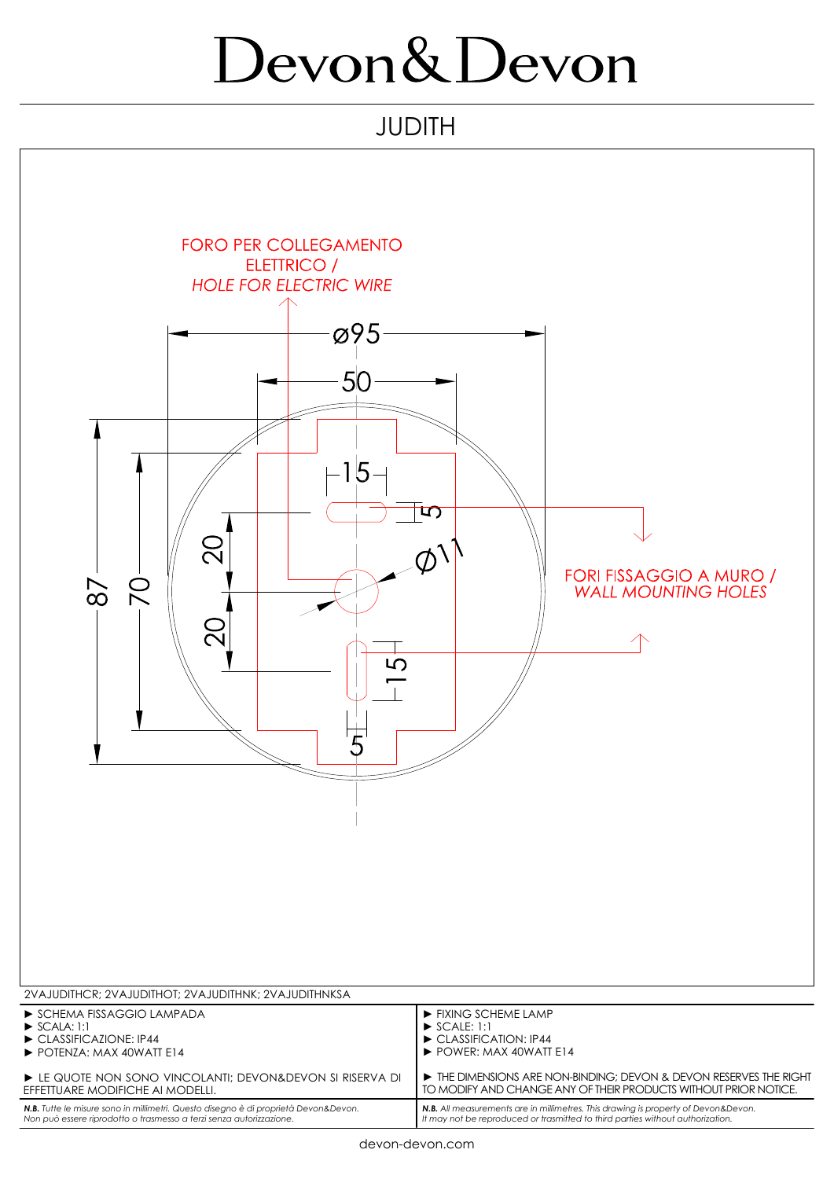# Devon&Devon

## JUDITH

FORO PER COLLEGAMENTO ELETTRICO /
*HOLE FOR ELECTRIC WIRE*

ø95

50

15

5

Ø11

20

20

87

70

15

5

FORI FISSAGGIO A MURO /
*WALL MOUNTING HOLES*

2VAJUDITHCR; 2VAJUDITHOT; 2VAJUDITHNK; 2VAJUDITHNKSA

| | |
|---|---|
| ► SCHEMA FISSAGGIO LAMPADA<br>► SCALA: 1:1<br>► CLASSIFICAZIONE: IP44<br>► POTENZA: MAX 40WATT E14 | ► FIXING SCHEME LAMP<br>► SCALE: 1:1<br>► CLASSIFICATION: IP44<br>► POWER: MAX 40WATT E14 |
| ► LE QUOTE NON SONO VINCOLANTI; DEVON&DEVON SI RISERVA DI EFFETTUARE MODIFICHE AI MODELLI. | ► THE DIMENSIONS ARE NON-BINDING; DEVON & DEVON RESERVES THE RIGHT TO MODIFY AND CHANGE ANY OF THEIR PRODUCTS WITHOUT PRIOR NOTICE. |
| ***N.B.*** *Tutte le misure sono in millimetri. Questo disegno è di proprietà Devon&Devon. Non può essere riprodotto o trasmesso a terzi senza autorizzazione.* | ***N.B.*** *All measurements are in millimetres. This drawing is property of Devon&Devon. It may not be reproduced or trasmitted to third parties without authorization.* |

devon-devon.com